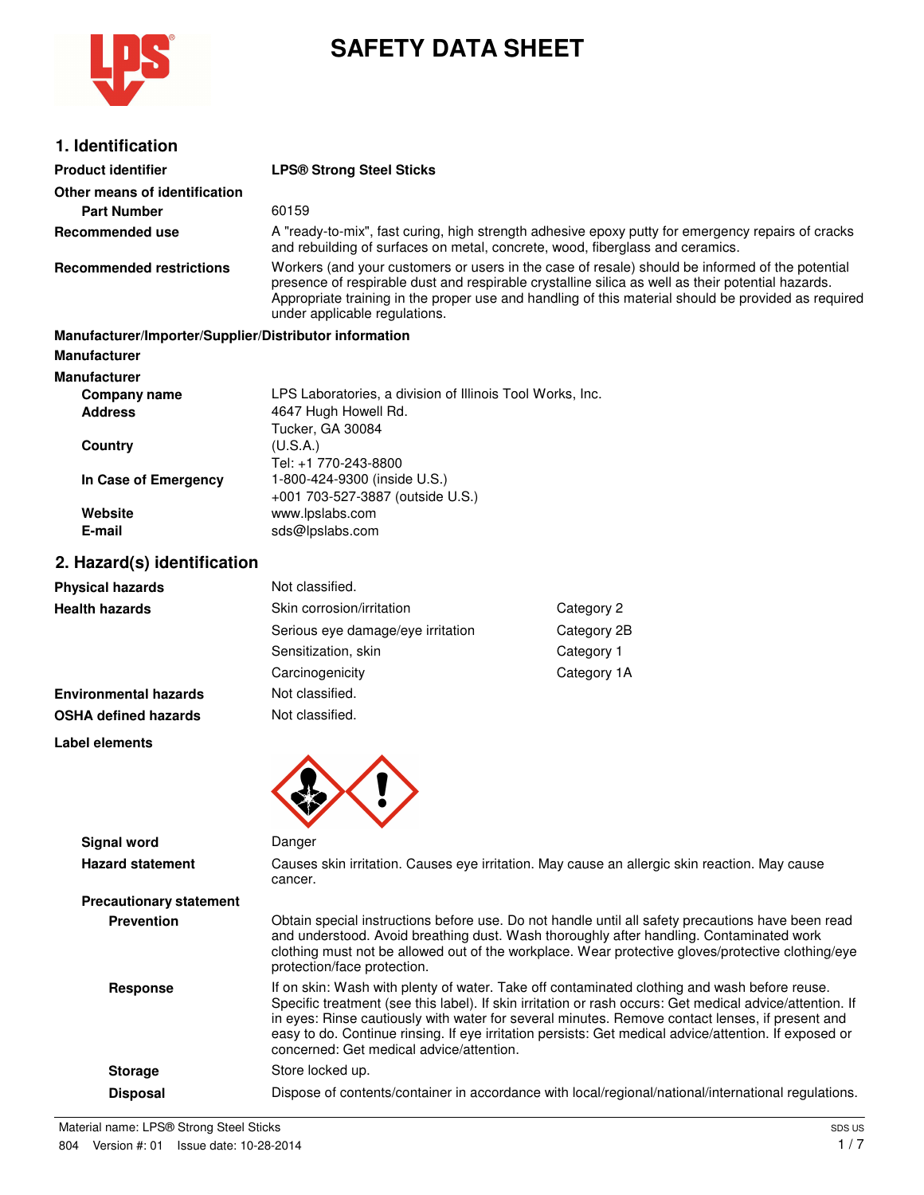# SAFETY DATA SHEET

## 1. Identification

**Product identifier** **LPS® Strong Steel Sticks**

**Other means of identification**

**Part Number** 60159

**Recommended use** A "ready-to-mix", fast curing, high strength adhesive epoxy putty for emergency repairs of cracks and rebuilding of surfaces on metal, concrete, wood, fiberglass and ceramics.

**Recommended restrictions** Workers (and your customers or users in the case of resale) should be informed of the potential presence of respirable dust and respirable crystalline silica as well as their potential hazards. Appropriate training in the proper use and handling of this material should be provided as required under applicable regulations.

**Manufacturer/Importer/Supplier/Distributor information**

**Manufacturer**

**Manufacturer**

**Company name** LPS Laboratories, a division of Illinois Tool Works, Inc.

**Address** 4647 Hugh Howell Rd.
Tucker, GA 30084

**Country** (U.S.A.)
Tel: +1 770-243-8800

**In Case of Emergency** 1-800-424-9300 (inside U.S.)
+001 703-527-3887 (outside U.S.)

**Website** www.lpslabs.com

**E-mail** sds@lpslabs.com

## 2. Hazard(s) identification

**Physical hazards** Not classified.

**Health hazards**

| | |
|---|---|
| Skin corrosion/irritation | Category 2 |
| Serious eye damage/eye irritation | Category 2B |
| Sensitization, skin | Category 1 |
| Carcinogenicity | Category 1A |

**Environmental hazards** Not classified.

**OSHA defined hazards** Not classified.

**Label elements**

**Signal word** Danger

**Hazard statement** Causes skin irritation. Causes eye irritation. May cause an allergic skin reaction. May cause cancer.

**Precautionary statement**

**Prevention** Obtain special instructions before use. Do not handle until all safety precautions have been read and understood. Avoid breathing dust. Wash thoroughly after handling. Contaminated work clothing must not be allowed out of the workplace. Wear protective gloves/protective clothing/eye protection/face protection.

**Response** If on skin: Wash with plenty of water. Take off contaminated clothing and wash before reuse. Specific treatment (see this label). If skin irritation or rash occurs: Get medical advice/attention. If in eyes: Rinse cautiously with water for several minutes. Remove contact lenses, if present and easy to do. Continue rinsing. If eye irritation persists: Get medical advice/attention. If exposed or concerned: Get medical advice/attention.

**Storage** Store locked up.

**Disposal** Dispose of contents/container in accordance with local/regional/national/international regulations.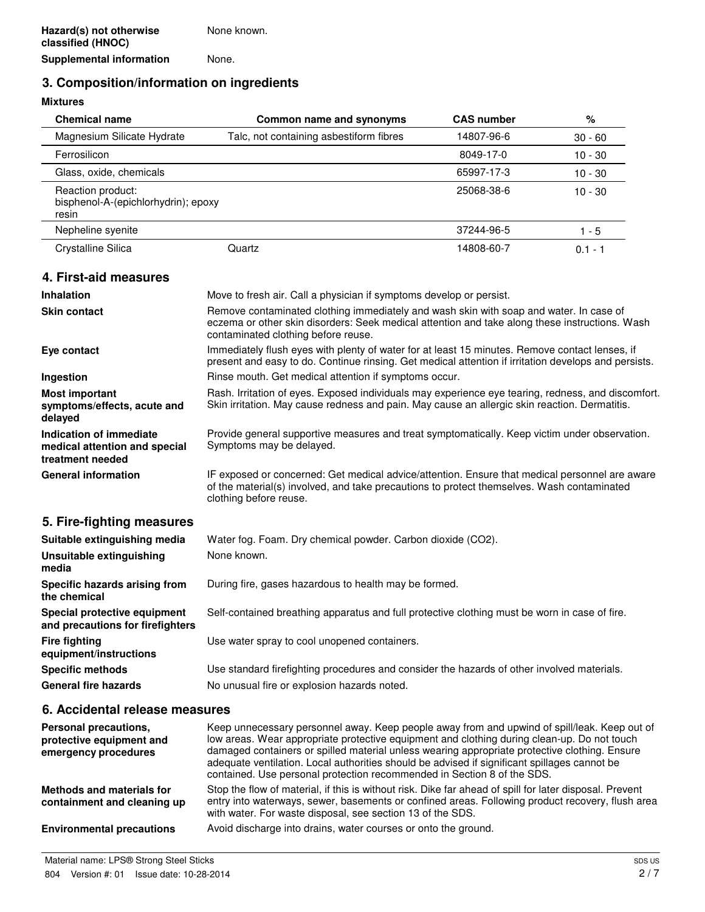| | |
|---|---|
| **Hazard(s) not otherwise classified (HNOC)** | None known. |
| **Supplemental information** | None. |

## 3. Composition/information on ingredients

**Mixtures**

| Chemical name | Common name and synonyms | CAS number | % |
|---|---|---|---|
| Magnesium Silicate Hydrate | Talc, not containing asbestiform fibres | 14807-96-6 | 30 - 60 |
| Ferrosilicon | | 8049-17-0 | 10 - 30 |
| Glass, oxide, chemicals | | 65997-17-3 | 10 - 30 |
| Reaction product: bisphenol-A-(epichlorhydrin); epoxy resin | | 25068-38-6 | 10 - 30 |
| Nepheline syenite | | 37244-96-5 | 1 - 5 |
| Crystalline Silica | Quartz | 14808-60-7 | 0.1 - 1 |

## 4. First-aid measures

| | |
|---|---|
| **Inhalation** | Move to fresh air. Call a physician if symptoms develop or persist. |
| **Skin contact** | Remove contaminated clothing immediately and wash skin with soap and water. In case of eczema or other skin disorders: Seek medical attention and take along these instructions. Wash contaminated clothing before reuse. |
| **Eye contact** | Immediately flush eyes with plenty of water for at least 15 minutes. Remove contact lenses, if present and easy to do. Continue rinsing. Get medical attention if irritation develops and persists. |
| **Ingestion** | Rinse mouth. Get medical attention if symptoms occur. |
| **Most important symptoms/effects, acute and delayed** | Rash. Irritation of eyes. Exposed individuals may experience eye tearing, redness, and discomfort. Skin irritation. May cause redness and pain. May cause an allergic skin reaction. Dermatitis. |
| **Indication of immediate medical attention and special treatment needed** | Provide general supportive measures and treat symptomatically. Keep victim under observation. Symptoms may be delayed. |
| **General information** | IF exposed or concerned: Get medical advice/attention. Ensure that medical personnel are aware of the material(s) involved, and take precautions to protect themselves. Wash contaminated clothing before reuse. |

## 5. Fire-fighting measures

| | |
|---|---|
| **Suitable extinguishing media** | Water fog. Foam. Dry chemical powder. Carbon dioxide ($CO_2$). |
| **Unsuitable extinguishing media** | None known. |
| **Specific hazards arising from the chemical** | During fire, gases hazardous to health may be formed. |
| **Special protective equipment and precautions for firefighters** | Self-contained breathing apparatus and full protective clothing must be worn in case of fire. |
| **Fire fighting equipment/instructions** | Use water spray to cool unopened containers. |
| **Specific methods** | Use standard firefighting procedures and consider the hazards of other involved materials. |
| **General fire hazards** | No unusual fire or explosion hazards noted. |

## 6. Accidental release measures

| | |
|---|---|
| **Personal precautions, protective equipment and emergency procedures** | Keep unnecessary personnel away. Keep people away from and upwind of spill/leak. Keep out of low areas. Wear appropriate protective equipment and clothing during clean-up. Do not touch damaged containers or spilled material unless wearing appropriate protective clothing. Ensure adequate ventilation. Local authorities should be advised if significant spillages cannot be contained. Use personal protection recommended in Section 8 of the SDS. |
| **Methods and materials for containment and cleaning up** | Stop the flow of material, if this is without risk. Dike far ahead of spill for later disposal. Prevent entry into waterways, sewer, basements or confined areas. Following product recovery, flush area with water. For waste disposal, see section 13 of the SDS. |
| **Environmental precautions** | Avoid discharge into drains, water courses or onto the ground. |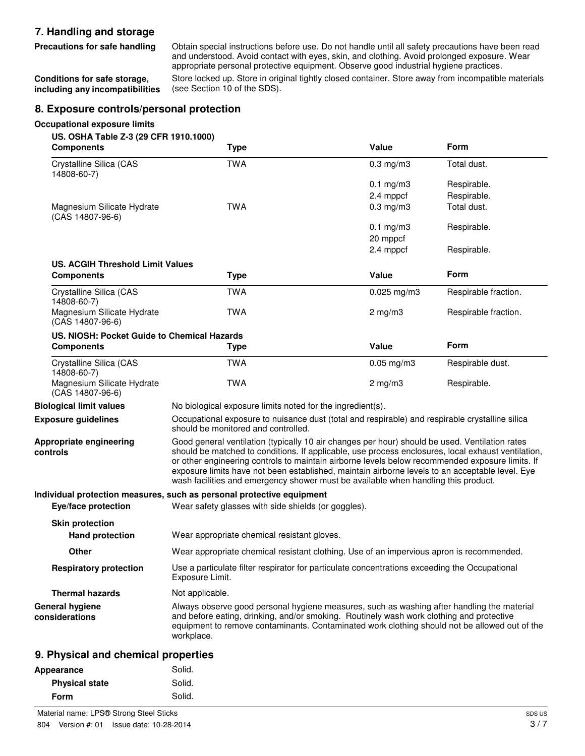## 7. Handling and storage

**Precautions for safe handling**
Obtain special instructions before use. Do not handle until all safety precautions have been read and understood. Avoid contact with eyes, skin, and clothing. Avoid prolonged exposure. Wear appropriate personal protective equipment. Observe good industrial hygiene practices.

**Conditions for safe storage, including any incompatibilities**
Store locked up. Store in original tightly closed container. Store away from incompatible materials (see Section 10 of the SDS).

## 8. Exposure controls/personal protection

**Occupational exposure limits**

**US. OSHA Table Z-3 (29 CFR 1910.1000)**

| Components | Type | Value | Form |
|---|---|---|---|
| Crystalline Silica (CAS 14808-60-7) | TWA | 0.3 mg/m3 | Total dust. |
| | | 0.1 mg/m3 | Respirable. |
| | | 2.4 mppcf | Respirable. |
| Magnesium Silicate Hydrate (CAS 14807-96-6) | TWA | 0.3 mg/m3 | Total dust. |
| | | 0.1 mg/m3 | Respirable. |
| | | 20 mppcf | |
| | | 2.4 mppcf | Respirable. |

**US. ACGIH Threshold Limit Values**

| Components | Type | Value | Form |
|---|---|---|---|
| Crystalline Silica (CAS 14808-60-7) | TWA | 0.025 mg/m3 | Respirable fraction. |
| Magnesium Silicate Hydrate (CAS 14807-96-6) | TWA | 2 mg/m3 | Respirable fraction. |

**US. NIOSH: Pocket Guide to Chemical Hazards**

| Components | Type | Value | Form |
|---|---|---|---|
| Crystalline Silica (CAS 14808-60-7) | TWA | 0.05 mg/m3 | Respirable dust. |
| Magnesium Silicate Hydrate (CAS 14807-96-6) | TWA | 2 mg/m3 | Respirable. |

**Biological limit values**
No biological exposure limits noted for the ingredient(s).

**Exposure guidelines**
Occupational exposure to nuisance dust (total and respirable) and respirable crystalline silica should be monitored and controlled.

**Appropriate engineering controls**
Good general ventilation (typically 10 air changes per hour) should be used. Ventilation rates should be matched to conditions. If applicable, use process enclosures, local exhaust ventilation, or other engineering controls to maintain airborne levels below recommended exposure limits. If exposure limits have not been established, maintain airborne levels to an acceptable level. Eye wash facilities and emergency shower must be available when handling this product.

**Individual protection measures, such as personal protective equipment**

**Eye/face protection**
Wear safety glasses with side shields (or goggles).

**Skin protection**

**Hand protection**
Wear appropriate chemical resistant gloves.

**Other**
Wear appropriate chemical resistant clothing. Use of an impervious apron is recommended.

**Respiratory protection**
Use a particulate filter respirator for particulate concentrations exceeding the Occupational Exposure Limit.

**Thermal hazards**
Not applicable.

**General hygiene considerations**
Always observe good personal hygiene measures, such as washing after handling the material and before eating, drinking, and/or smoking. Routinely wash work clothing and protective equipment to remove contaminants. Contaminated work clothing should not be allowed out of the workplace.

## 9. Physical and chemical properties

**Appearance** Solid.

**Physical state** Solid.

**Form** Solid.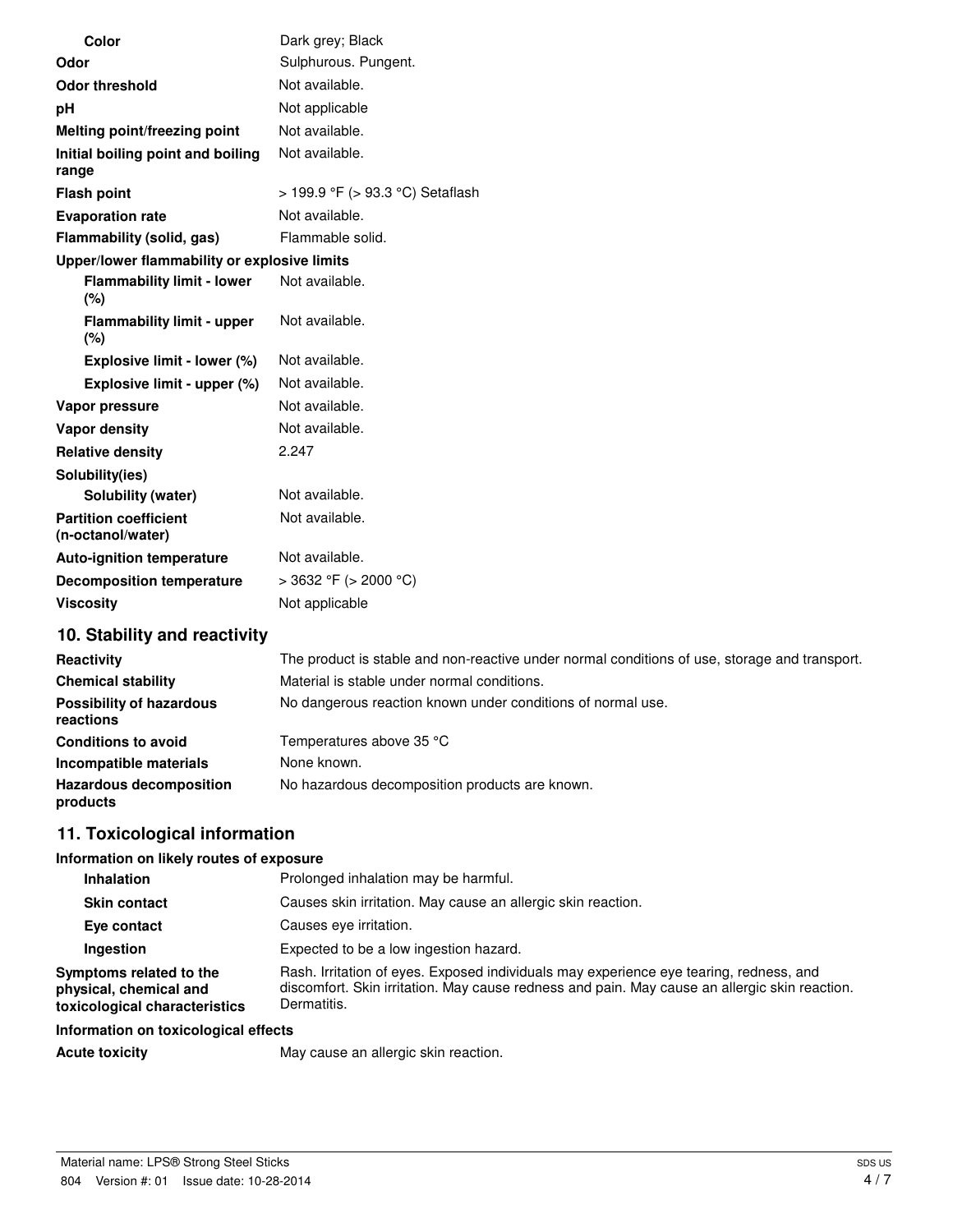| | |
|---|---|
| **Color** | Dark grey; Black |
| **Odor** | Sulphurous. Pungent. |
| **Odor threshold** | Not available. |
| **pH** | Not applicable |
| **Melting point/freezing point** | Not available. |
| **Initial boiling point and boiling range** | Not available. |
| **Flash point** | > 199.9 °F (> 93.3 °C) Setaflash |
| **Evaporation rate** | Not available. |
| **Flammability (solid, gas)** | Flammable solid. |
| **Upper/lower flammability or explosive limits** | |
| **Flammability limit - lower (%)** | Not available. |
| **Flammability limit - upper (%)** | Not available. |
| **Explosive limit - lower (%)** | Not available. |
| **Explosive limit - upper (%)** | Not available. |
| **Vapor pressure** | Not available. |
| **Vapor density** | Not available. |
| **Relative density** | 2.247 |
| **Solubility(ies)** | |
| **Solubility (water)** | Not available. |
| **Partition coefficient (n-octanol/water)** | Not available. |
| **Auto-ignition temperature** | Not available. |
| **Decomposition temperature** | > 3632 °F (> 2000 °C) |
| **Viscosity** | Not applicable |

## 10. Stability and reactivity

| | |
|---|---|
| **Reactivity** | The product is stable and non-reactive under normal conditions of use, storage and transport. |
| **Chemical stability** | Material is stable under normal conditions. |
| **Possibility of hazardous reactions** | No dangerous reaction known under conditions of normal use. |
| **Conditions to avoid** | Temperatures above 35 °C |
| **Incompatible materials** | None known. |
| **Hazardous decomposition products** | No hazardous decomposition products are known. |

## 11. Toxicological information

**Information on likely routes of exposure**

| | |
|---|---|
| **Inhalation** | Prolonged inhalation may be harmful. |
| **Skin contact** | Causes skin irritation. May cause an allergic skin reaction. |
| **Eye contact** | Causes eye irritation. |
| **Ingestion** | Expected to be a low ingestion hazard. |
| **Symptoms related to the physical, chemical and toxicological characteristics** | Rash. Irritation of eyes. Exposed individuals may experience eye tearing, redness, and discomfort. Skin irritation. May cause redness and pain. May cause an allergic skin reaction. Dermatitis. |

**Information on toxicological effects**

| | |
|---|---|
| **Acute toxicity** | May cause an allergic skin reaction. |

Material name: LPS® Strong Steel Sticks

804 Version #: 01 Issue date: 10-28-2014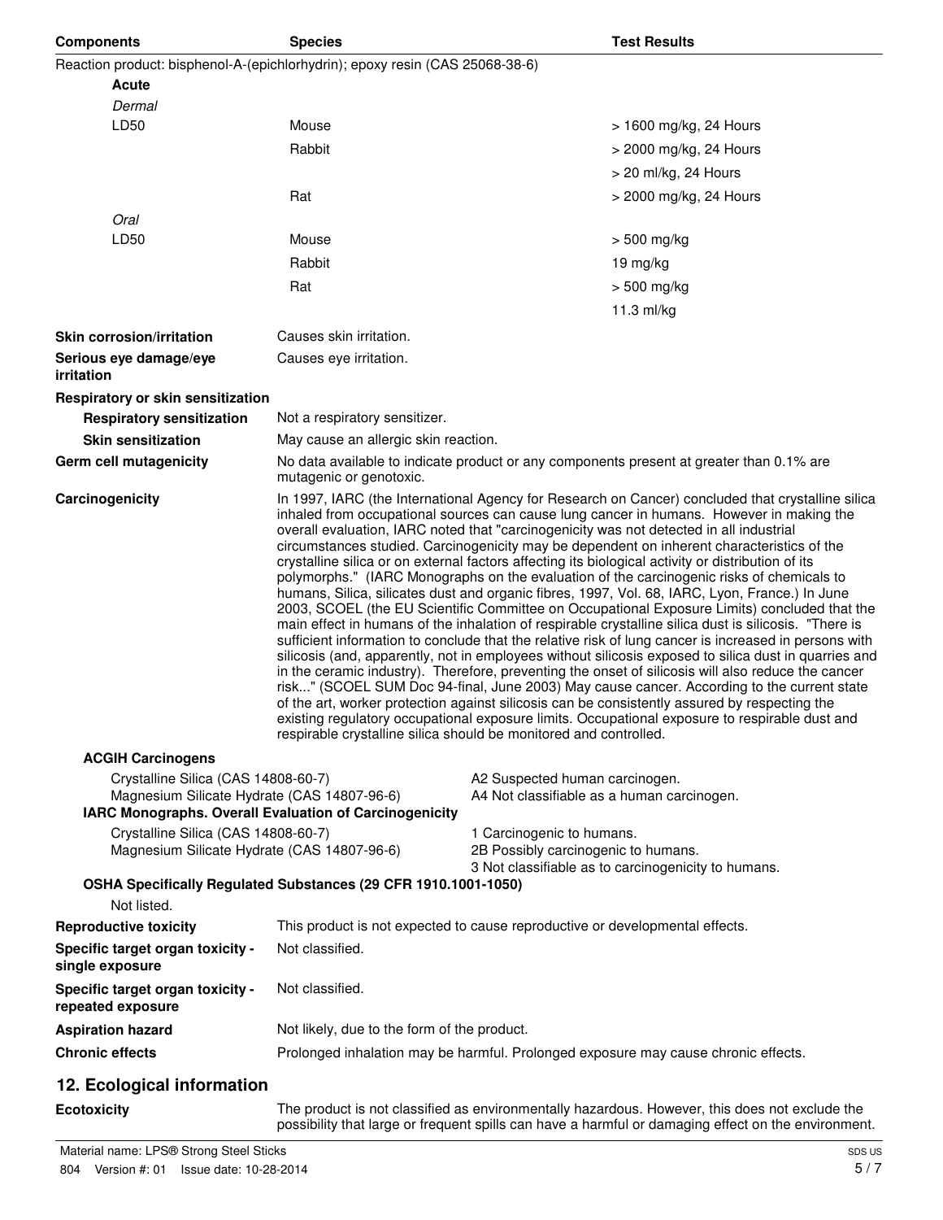| Components | Species | Test Results |
| --- | --- | --- |
| Reaction product: bisphenol-A-(epichlorhydrin); epoxy resin (CAS 25068-38-6) | | |
| **Acute** | | |
| *Dermal* | | |
| LD50 | Mouse | > 1600 mg/kg, 24 Hours |
| | Rabbit | > 2000 mg/kg, 24 Hours |
| | | > 20 ml/kg, 24 Hours |
| | Rat | > 2000 mg/kg, 24 Hours |
| *Oral* | | |
| LD50 | Mouse | > 500 mg/kg |
| | Rabbit | 19 mg/kg |
| | Rat | > 500 mg/kg |
| | | 11.3 ml/kg |

**Skin corrosion/irritation** Causes skin irritation.

**Serious eye damage/eye irritation** Causes eye irritation.

**Respiratory or skin sensitization**

**Respiratory sensitization** Not a respiratory sensitizer.

**Skin sensitization** May cause an allergic skin reaction.

**Germ cell mutagenicity** No data available to indicate product or any components present at greater than 0.1% are mutagenic or genotoxic.

**Carcinogenicity** In 1997, IARC (the International Agency for Research on Cancer) concluded that crystalline silica inhaled from occupational sources can cause lung cancer in humans. However in making the overall evaluation, IARC noted that "carcinogenicity was not detected in all industrial circumstances studied. Carcinogenicity may be dependent on inherent characteristics of the crystalline silica or on external factors affecting its biological activity or distribution of its polymorphs." (IARC Monographs on the evaluation of the carcinogenic risks of chemicals to humans, Silica, silicates dust and organic fibres, 1997, Vol. 68, IARC, Lyon, France.) In June 2003, SCOEL (the EU Scientific Committee on Occupational Exposure Limits) concluded that the main effect in humans of the inhalation of respirable crystalline silica dust is silicosis. "There is sufficient information to conclude that the relative risk of lung cancer is increased in persons with silicosis (and, apparently, not in employees without silicosis exposed to silica dust in quarries and in the ceramic industry). Therefore, preventing the onset of silicosis will also reduce the cancer risk..." (SCOEL SUM Doc 94-final, June 2003) May cause cancer. According to the current state of the art, worker protection against silicosis can be consistently assured by respecting the existing regulatory occupational exposure limits. Occupational exposure to respirable dust and respirable crystalline silica should be monitored and controlled.

**ACGIH Carcinogens**

| | |
| --- | --- |
| Crystalline Silica (CAS 14808-60-7) | A2 Suspected human carcinogen. |
| Magnesium Silicate Hydrate (CAS 14807-96-6) | A4 Not classifiable as a human carcinogen. |

**IARC Monographs. Overall Evaluation of Carcinogenicity**

| | |
| --- | --- |
| Crystalline Silica (CAS 14808-60-7) | 1 Carcinogenic to humans. |
| Magnesium Silicate Hydrate (CAS 14807-96-6) | 2B Possibly carcinogenic to humans. |
| | 3 Not classifiable as to carcinogenicity to humans. |

**OSHA Specifically Regulated Substances (29 CFR 1910.1001-1050)**

Not listed.

**Reproductive toxicity** This product is not expected to cause reproductive or developmental effects.

**Specific target organ toxicity - single exposure** Not classified.

**Specific target organ toxicity - repeated exposure** Not classified.

**Aspiration hazard** Not likely, due to the form of the product.

**Chronic effects** Prolonged inhalation may be harmful. Prolonged exposure may cause chronic effects.

## 12. Ecological information

**Ecotoxicity** The product is not classified as environmentally hazardous. However, this does not exclude the possibility that large or frequent spills can have a harmful or damaging effect on the environment.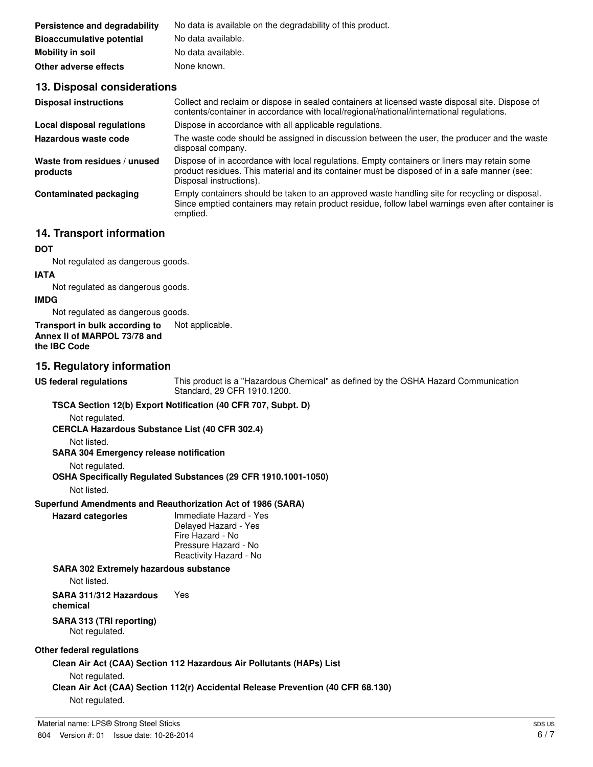| | |
|---|---|
| **Persistence and degradability** | No data is available on the degradability of this product. |
| **Bioaccumulative potential** | No data available. |
| **Mobility in soil** | No data available. |
| **Other adverse effects** | None known. |

## 13. Disposal considerations

| | |
|---|---|
| **Disposal instructions** | Collect and reclaim or dispose in sealed containers at licensed waste disposal site. Dispose of contents/container in accordance with local/regional/national/international regulations. |
| **Local disposal regulations** | Dispose in accordance with all applicable regulations. |
| **Hazardous waste code** | The waste code should be assigned in discussion between the user, the producer and the waste disposal company. |
| **Waste from residues / unused products** | Dispose of in accordance with local regulations. Empty containers or liners may retain some product residues. This material and its container must be disposed of in a safe manner (see: Disposal instructions). |
| **Contaminated packaging** | Empty containers should be taken to an approved waste handling site for recycling or disposal. Since emptied containers may retain product residue, follow label warnings even after container is emptied. |

## 14. Transport information

**DOT**

Not regulated as dangerous goods.

**IATA**

Not regulated as dangerous goods.

**IMDG**

Not regulated as dangerous goods.

**Transport in bulk according to Annex II of MARPOL 73/78 and the IBC Code** Not applicable.

## 15. Regulatory information

**US federal regulations** This product is a "Hazardous Chemical" as defined by the OSHA Hazard Communication Standard, 29 CFR 1910.1200.

**TSCA Section 12(b) Export Notification (40 CFR 707, Subpt. D)**

Not regulated.

**CERCLA Hazardous Substance List (40 CFR 302.4)**

Not listed.

**SARA 304 Emergency release notification**

Not regulated.

**OSHA Specifically Regulated Substances (29 CFR 1910.1001-1050)**

Not listed.

**Superfund Amendments and Reauthorization Act of 1986 (SARA)**

**Hazard categories**

Immediate Hazard - Yes
Delayed Hazard - Yes
Fire Hazard - No
Pressure Hazard - No
Reactivity Hazard - No

**SARA 302 Extremely hazardous substance**

Not listed.

**SARA 311/312 Hazardous chemical** Yes

**SARA 313 (TRI reporting)**

Not regulated.

**Other federal regulations**

**Clean Air Act (CAA) Section 112 Hazardous Air Pollutants (HAPs) List**

Not regulated.

**Clean Air Act (CAA) Section 112(r) Accidental Release Prevention (40 CFR 68.130)**

Not regulated.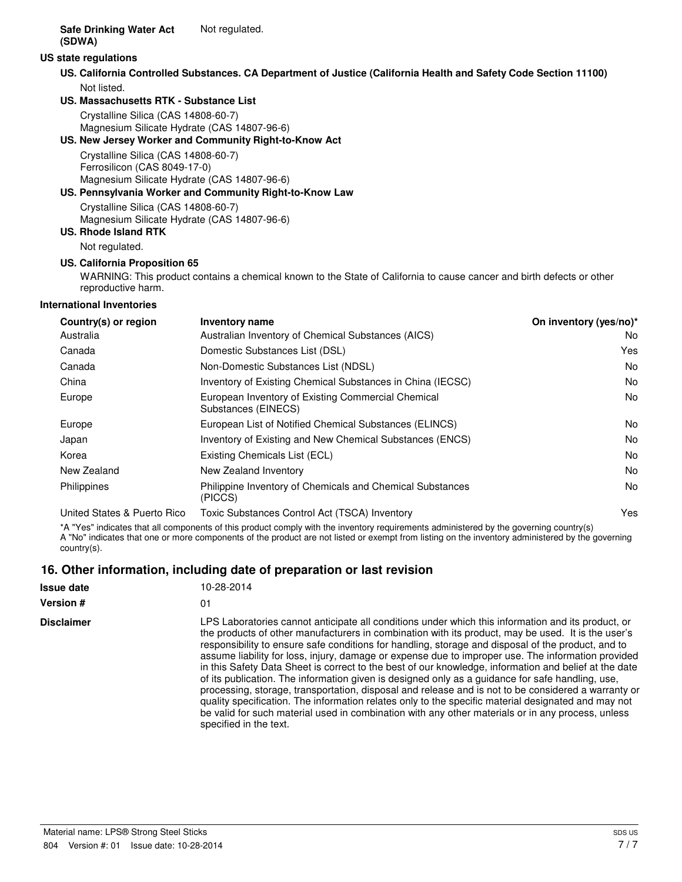**Safe Drinking Water Act (SDWA)** Not regulated.

**US state regulations**

**US. California Controlled Substances. CA Department of Justice (California Health and Safety Code Section 11100)**

Not listed.

**US. Massachusetts RTK - Substance List**

Crystalline Silica (CAS 14808-60-7)
Magnesium Silicate Hydrate (CAS 14807-96-6)

**US. New Jersey Worker and Community Right-to-Know Act**

Crystalline Silica (CAS 14808-60-7)
Ferrosilicon (CAS 8049-17-0)
Magnesium Silicate Hydrate (CAS 14807-96-6)

**US. Pennsylvania Worker and Community Right-to-Know Law**

Crystalline Silica (CAS 14808-60-7)
Magnesium Silicate Hydrate (CAS 14807-96-6)

**US. Rhode Island RTK**

Not regulated.

**US. California Proposition 65**

WARNING: This product contains a chemical known to the State of California to cause cancer and birth defects or other reproductive harm.

**International Inventories**

| Country(s) or region | Inventory name | On inventory (yes/no)* |
|---|---|---|
| Australia | Australian Inventory of Chemical Substances (AICS) | No |
| Canada | Domestic Substances List (DSL) | Yes |
| Canada | Non-Domestic Substances List (NDSL) | No |
| China | Inventory of Existing Chemical Substances in China (IECSC) | No |
| Europe | European Inventory of Existing Commercial Chemical Substances (EINECS) | No |
| Europe | European List of Notified Chemical Substances (ELINCS) | No |
| Japan | Inventory of Existing and New Chemical Substances (ENCS) | No |
| Korea | Existing Chemicals List (ECL) | No |
| New Zealand | New Zealand Inventory | No |
| Philippines | Philippine Inventory of Chemicals and Chemical Substances (PICCS) | No |
| United States & Puerto Rico | Toxic Substances Control Act (TSCA) Inventory | Yes |

*A "Yes" indicates that all components of this product comply with the inventory requirements administered by the governing country(s)
A "No" indicates that one or more components of the product are not listed or exempt from listing on the inventory administered by the governing country(s).

## 16. Other information, including date of preparation or last revision

**Issue date** 10-28-2014

**Version #** 01

**Disclaimer** LPS Laboratories cannot anticipate all conditions under which this information and its product, or the products of other manufacturers in combination with its product, may be used. It is the user's responsibility to ensure safe conditions for handling, storage and disposal of the product, and to assume liability for loss, injury, damage or expense due to improper use. The information provided in this Safety Data Sheet is correct to the best of our knowledge, information and belief at the date of its publication. The information given is designed only as a guidance for safe handling, use, processing, storage, transportation, disposal and release and is not to be considered a warranty or quality specification. The information relates only to the specific material designated and may not be valid for such material used in combination with any other materials or in any process, unless specified in the text.